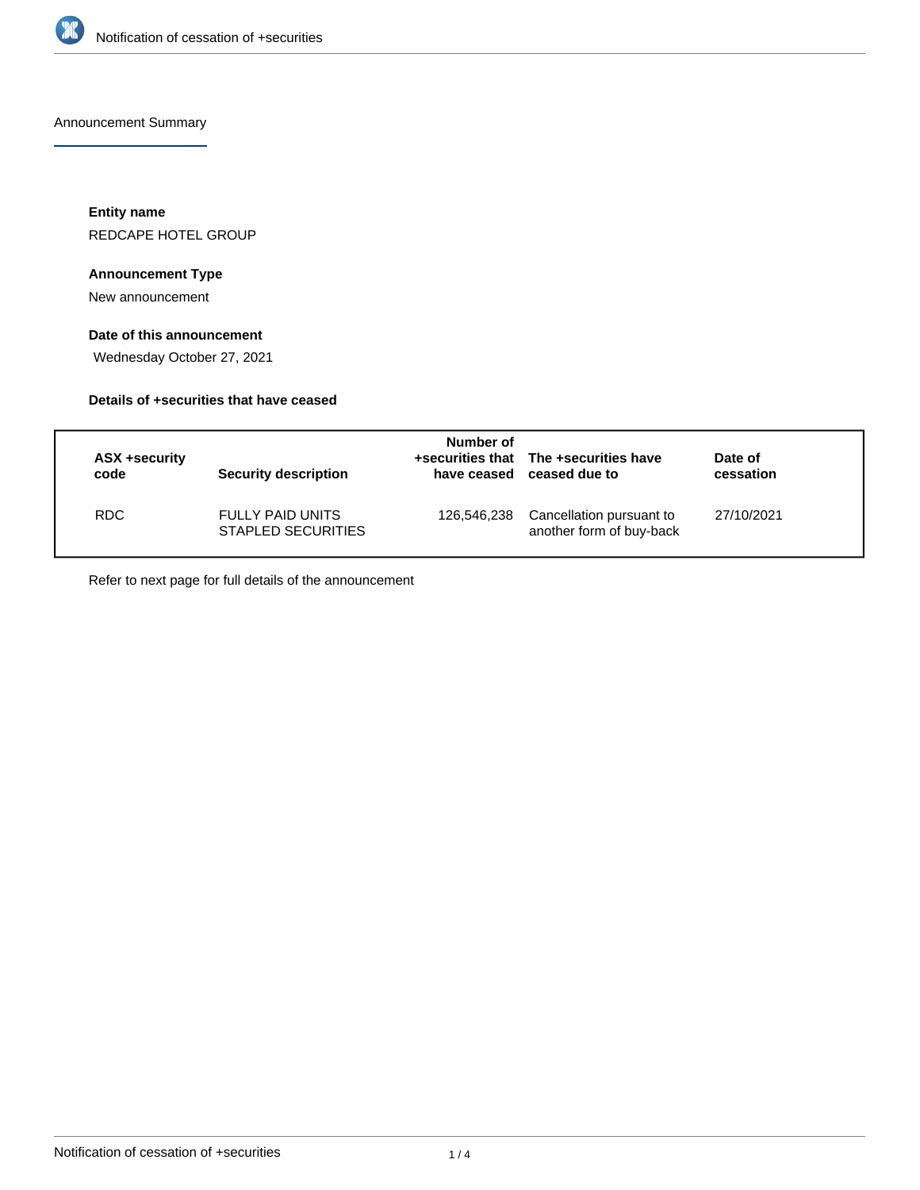# Notification of cessation of +securities

## Announcement Summary

**Entity name**

REDCAPE HOTEL GROUP

**Announcement Type**

New announcement

**Date of this announcement**

Wednesday October 27, 2021

**Details of +securities that have ceased**

| ASX +security code | Security description | Number of +securities that have ceased | The +securities have ceased due to | Date of cessation |
|---|---|---|---|---|
| RDC | FULLY PAID UNITS STAPLED SECURITIES | 126,546,238 | Cancellation pursuant to another form of buy-back | 27/10/2021 |

Refer to next page for full details of the announcement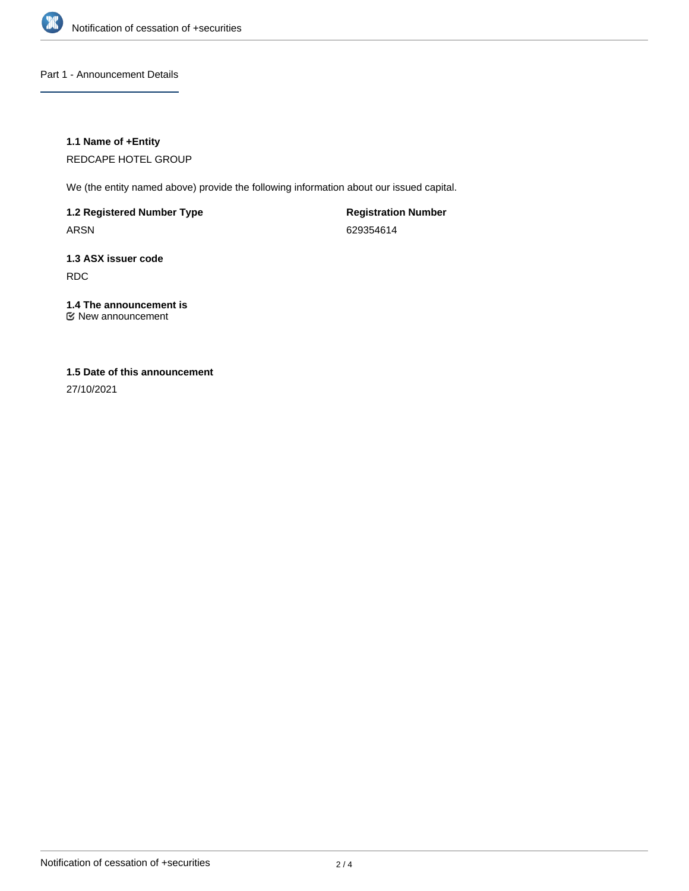## Part 1 - Announcement Details

### 1.1 Name of +Entity

REDCAPE HOTEL GROUP

We (the entity named above) provide the following information about our issued capital.

**1.2 Registered Number Type**

ARSN

**Registration Number**

629354614

### 1.3 ASX issuer code

RDC

### 1.4 The announcement is

☑ New announcement

### 1.5 Date of this announcement

27/10/2021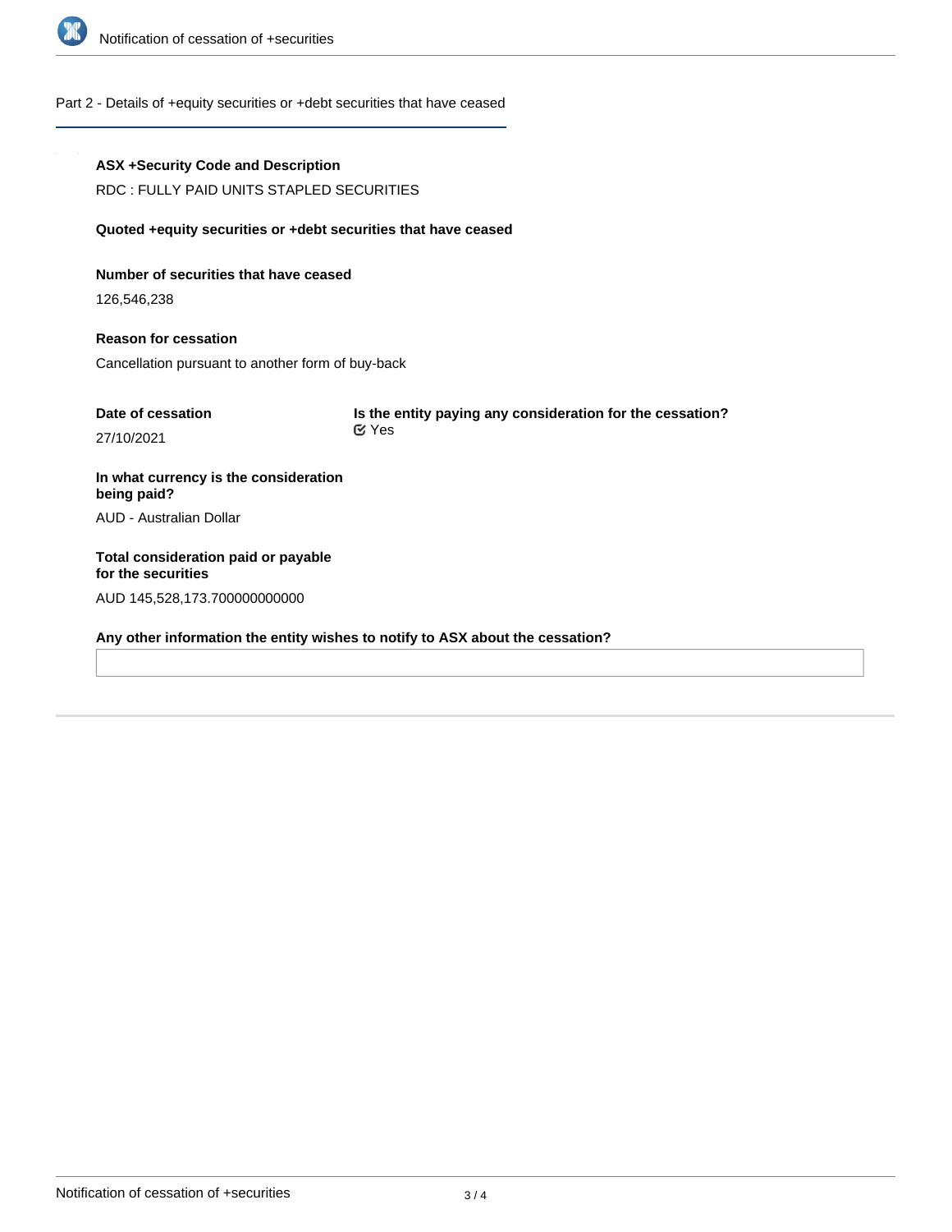## Part 2 - Details of +equity securities or +debt securities that have ceased

**ASX +Security Code and Description**

RDC : FULLY PAID UNITS STAPLED SECURITIES

**Quoted +equity securities or +debt securities that have ceased**

**Number of securities that have ceased**

126,546,238

**Reason for cessation**

Cancellation pursuant to another form of buy-back

**Date of cessation**

27/10/2021

**Is the entity paying any consideration for the cessation?**

☑ Yes

**In what currency is the consideration being paid?**

AUD - Australian Dollar

**Total consideration paid or payable for the securities**

AUD 145,528,173.700000000000

**Any other information the entity wishes to notify to ASX about the cessation?**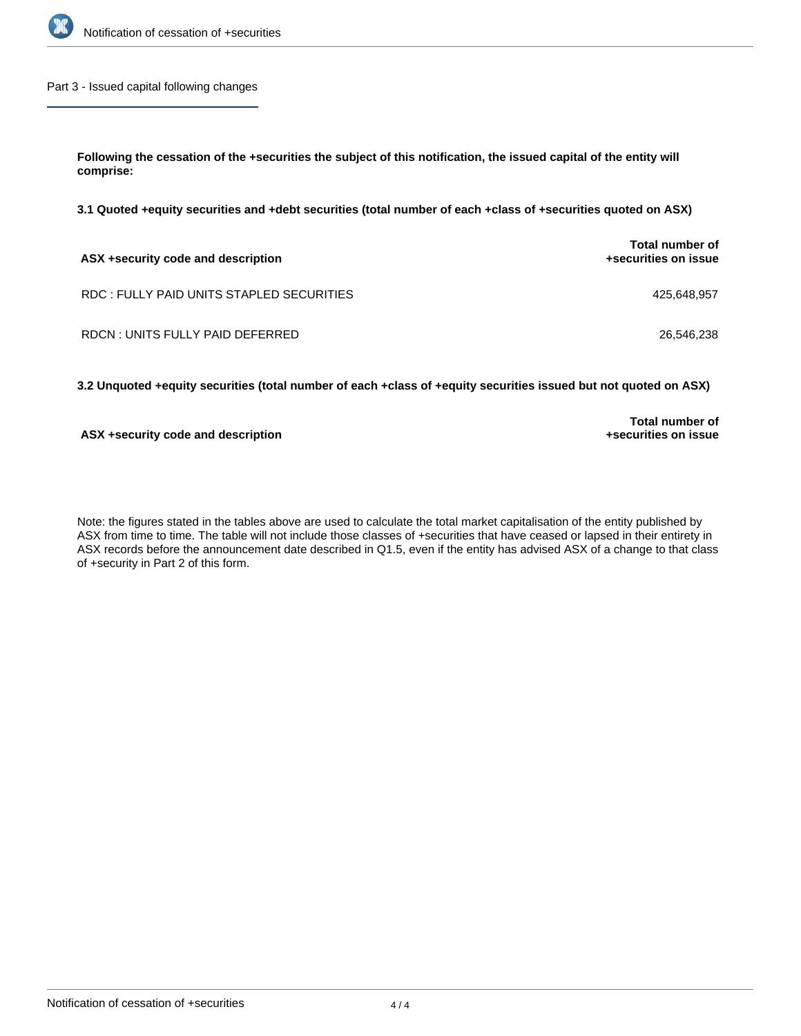## Part 3 - Issued capital following changes

**Following the cessation of the +securities the subject of this notification, the issued capital of the entity will comprise:**

**3.1 Quoted +equity securities and +debt securities (total number of each +class of +securities quoted on ASX)**

| ASX +security code and description | Total number of +securities on issue |
| --- | --- |
| RDC : FULLY PAID UNITS STAPLED SECURITIES | 425,648,957 |
| RDCN : UNITS FULLY PAID DEFERRED | 26,546,238 |

**3.2 Unquoted +equity securities (total number of each +class of +equity securities issued but not quoted on ASX)**

| ASX +security code and description | Total number of +securities on issue |
| --- | --- |

Note: the figures stated in the tables above are used to calculate the total market capitalisation of the entity published by ASX from time to time. The table will not include those classes of +securities that have ceased or lapsed in their entirety in ASX records before the announcement date described in Q1.5, even if the entity has advised ASX of a change to that class of +security in Part 2 of this form.